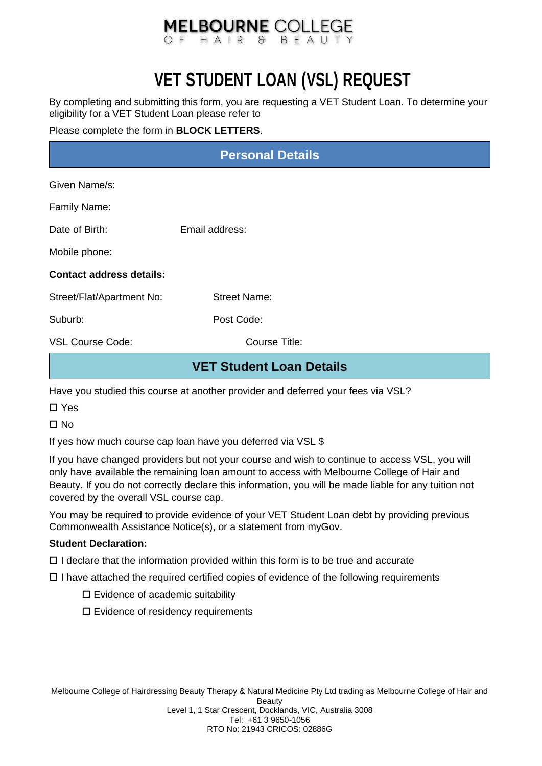MELBOURNE COLLEGE
OF HAIR & BEAUTY

# VET STUDENT LOAN (VSL) REQUEST

By completing and submitting this form, you are requesting a VET Student Loan. To determine your eligibility for a VET Student Loan please refer to

Please complete the form in **BLOCK LETTERS**.

## Personal Details

Given Name/s:

Family Name:

Date of Birth: Email address:

Mobile phone:

**Contact address details:**

Street/Flat/Apartment No: Street Name:

Suburb: Post Code:

VSL Course Code: Course Title:

## VET Student Loan Details

Have you studied this course at another provider and deferred your fees via VSL?

☐ Yes

☐ No

If yes how much course cap loan have you deferred via VSL $

If you have changed providers but not your course and wish to continue to access VSL, you will only have available the remaining loan amount to access with Melbourne College of Hair and Beauty. If you do not correctly declare this information, you will be made liable for any tuition not covered by the overall VSL course cap.

You may be required to provide evidence of your VET Student Loan debt by providing previous Commonwealth Assistance Notice(s), or a statement from myGov.

**Student Declaration:**

☐ I declare that the information provided within this form is to be true and accurate

☐ I have attached the required certified copies of evidence of the following requirements

- ☐ Evidence of academic suitability
- ☐ Evidence of residency requirements

Melbourne College of Hairdressing Beauty Therapy & Natural Medicine Pty Ltd trading as Melbourne College of Hair and Beauty
Level 1, 1 Star Crescent, Docklands, VIC, Australia 3008
Tel: +61 3 9650-1056
RTO No: 21943 CRICOS: 02886G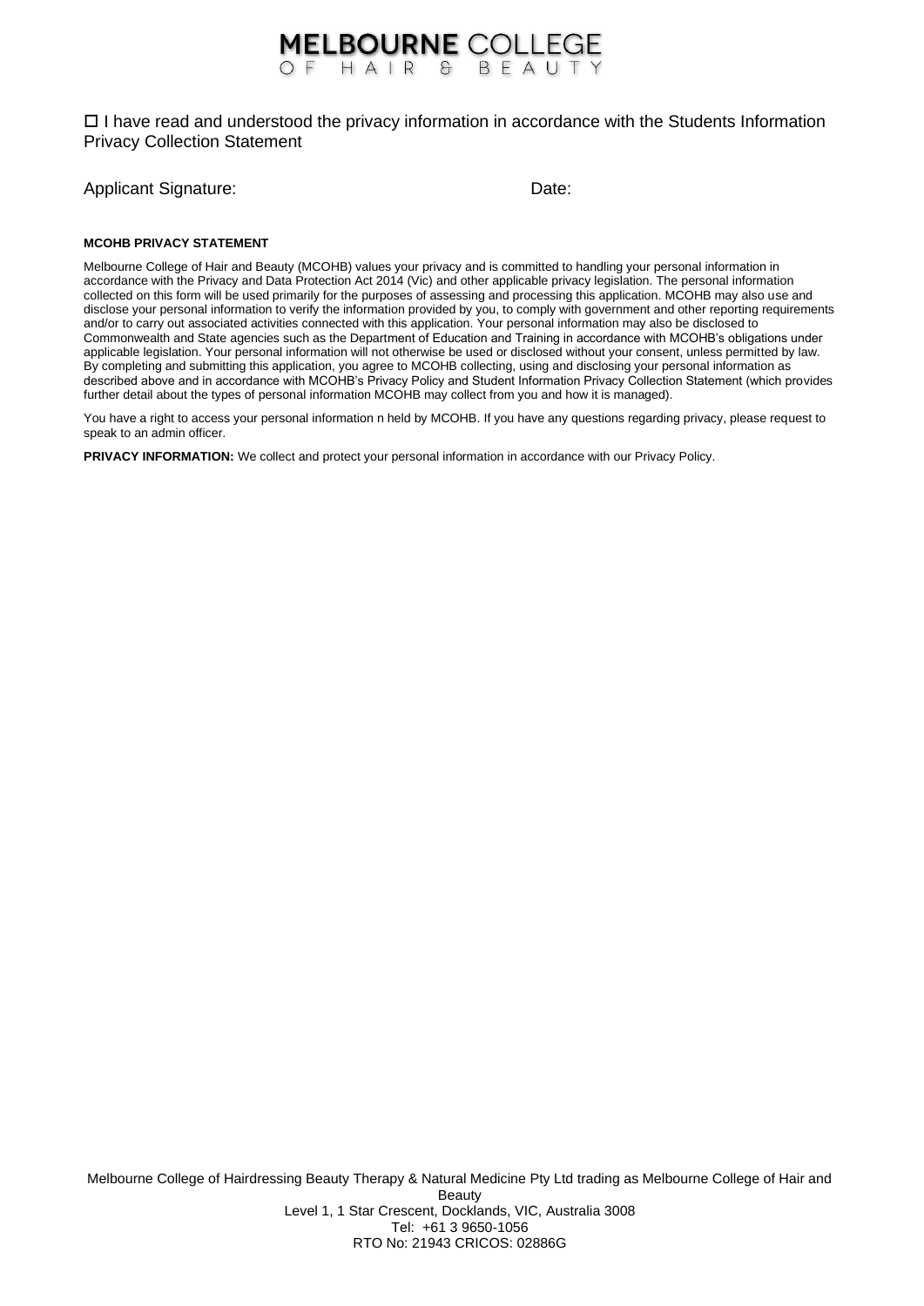☐ I have read and understood the privacy information in accordance with the Students Information Privacy Collection Statement

Applicant Signature: Date:

**MCOHB PRIVACY STATEMENT**

Melbourne College of Hair and Beauty (MCOHB) values your privacy and is committed to handling your personal information in accordance with the Privacy and Data Protection Act 2014 (Vic) and other applicable privacy legislation. The personal information collected on this form will be used primarily for the purposes of assessing and processing this application. MCOHB may also use and disclose your personal information to verify the information provided by you, to comply with government and other reporting requirements and/or to carry out associated activities connected with this application. Your personal information may also be disclosed to Commonwealth and State agencies such as the Department of Education and Training in accordance with MCOHB's obligations under applicable legislation. Your personal information will not otherwise be used or disclosed without your consent, unless permitted by law. By completing and submitting this application, you agree to MCOHB collecting, using and disclosing your personal information as described above and in accordance with MCOHB's Privacy Policy and Student Information Privacy Collection Statement (which provides further detail about the types of personal information MCOHB may collect from you and how it is managed).

You have a right to access your personal information n held by MCOHB. If you have any questions regarding privacy, please request to speak to an admin officer.

**PRIVACY INFORMATION:** We collect and protect your personal information in accordance with our Privacy Policy.